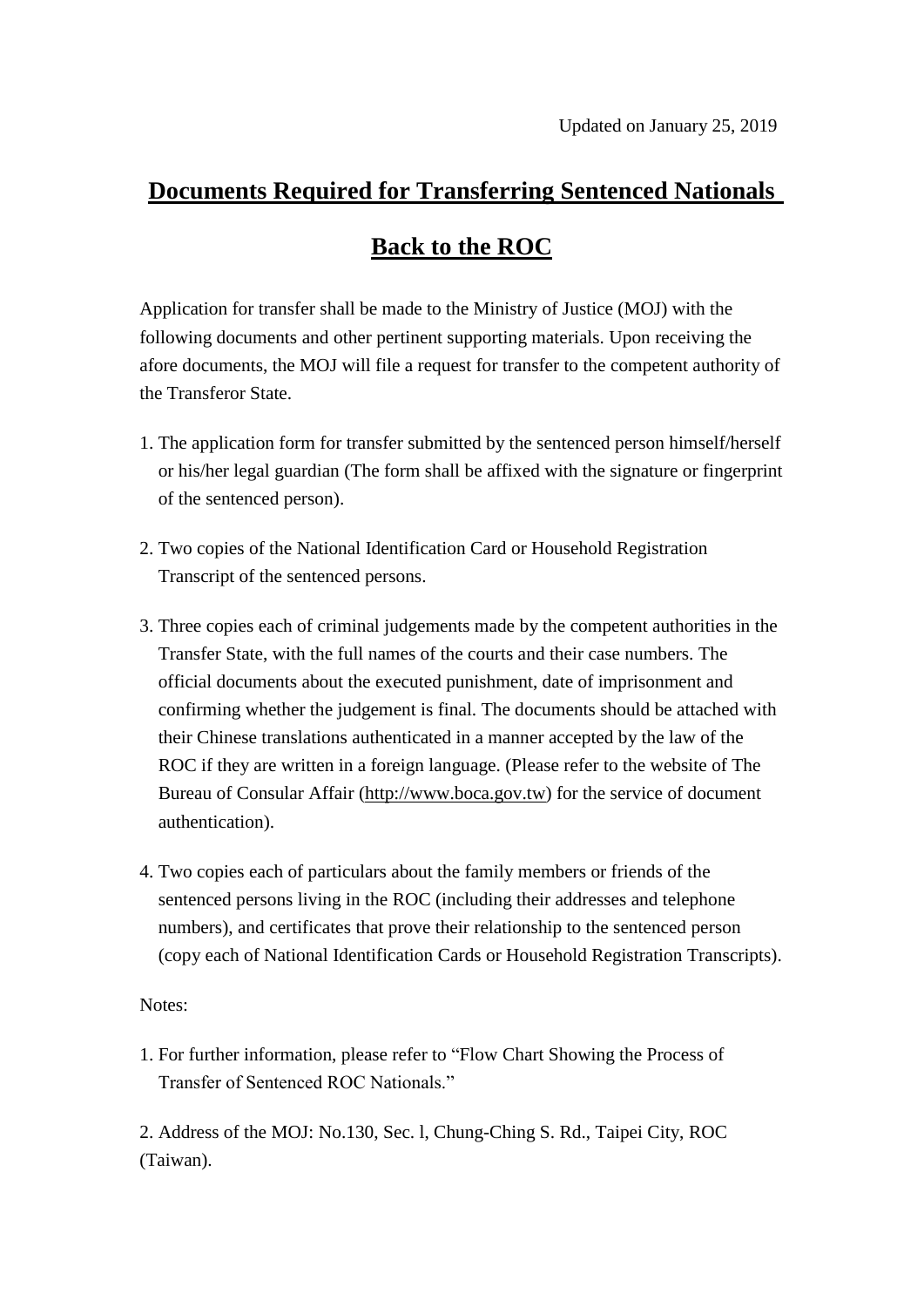Updated on January 25, 2019

# Documents Required for Transferring Sentenced Nationals Back to the ROC

Application for transfer shall be made to the Ministry of Justice (MOJ) with the following documents and other pertinent supporting materials. Upon receiving the afore documents, the MOJ will file a request for transfer to the competent authority of the Transferor State.

1. The application form for transfer submitted by the sentenced person himself/herself or his/her legal guardian (The form shall be affixed with the signature or fingerprint of the sentenced person).

2. Two copies of the National Identification Card or Household Registration Transcript of the sentenced persons.

3. Three copies each of criminal judgements made by the competent authorities in the Transfer State, with the full names of the courts and their case numbers. The official documents about the executed punishment, date of imprisonment and confirming whether the judgement is final. The documents should be attached with their Chinese translations authenticated in a manner accepted by the law of the ROC if they are written in a foreign language. (Please refer to the website of The Bureau of Consular Affair (http://www.boca.gov.tw) for the service of document authentication).

4. Two copies each of particulars about the family members or friends of the sentenced persons living in the ROC (including their addresses and telephone numbers), and certificates that prove their relationship to the sentenced person (copy each of National Identification Cards or Household Registration Transcripts).

Notes:

1. For further information, please refer to “Flow Chart Showing the Process of Transfer of Sentenced ROC Nationals.”

2. Address of the MOJ: No.130, Sec. l, Chung-Ching S. Rd., Taipei City, ROC (Taiwan).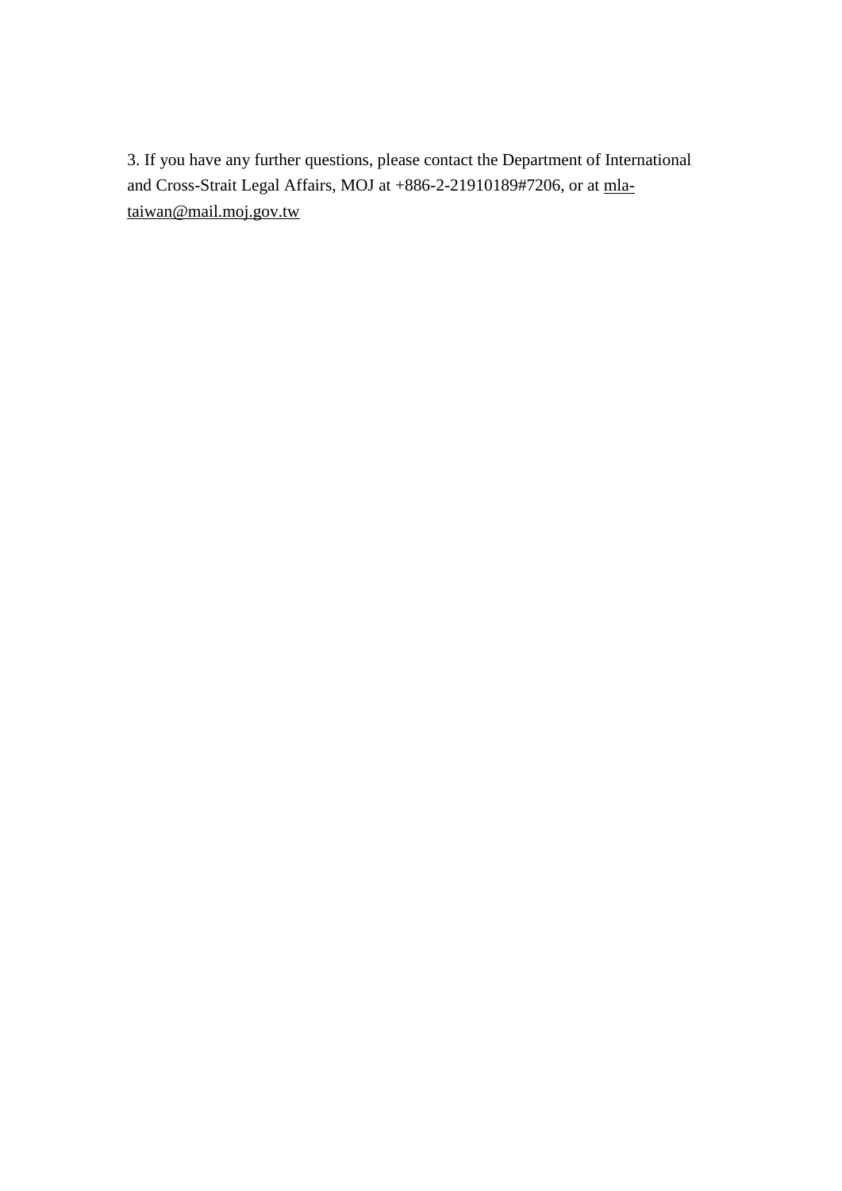3. If you have any further questions, please contact the Department of International and Cross-Strait Legal Affairs, MOJ at +886-2-21910189#7206, or at mla-taiwan@mail.moj.gov.tw